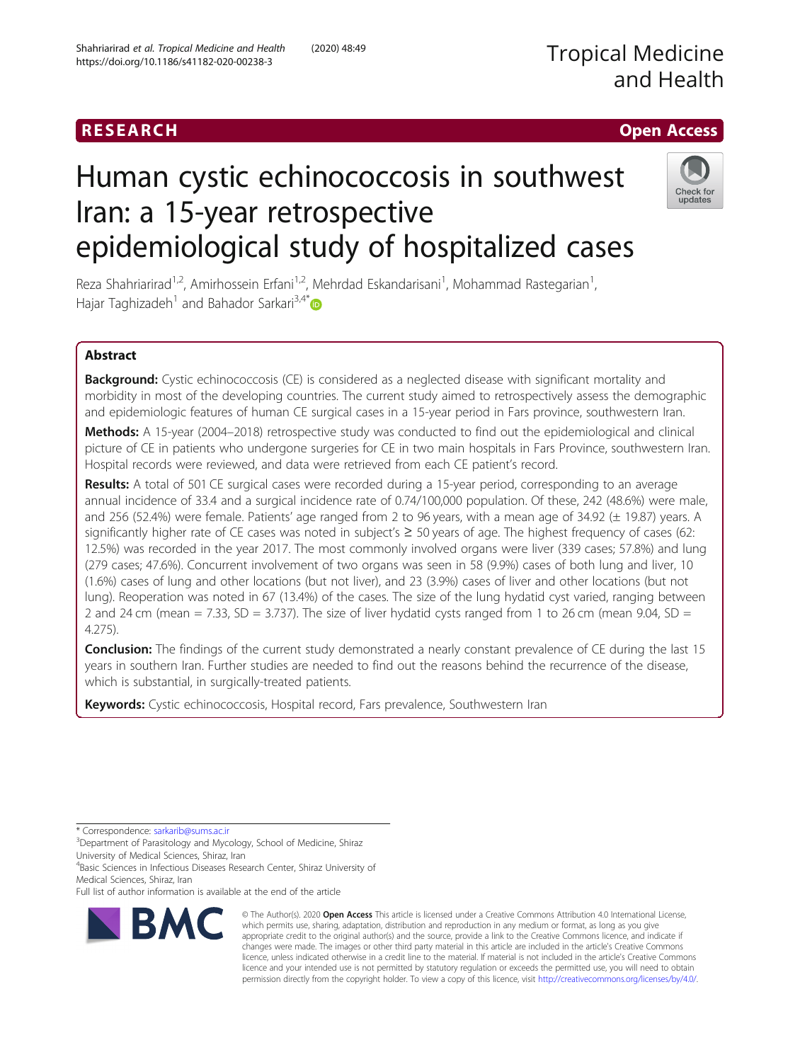RESEARCH

Open Access

# Human cystic echinococcosis in southwest Iran: a 15-year retrospective epidemiological study of hospitalized cases

Reza Shahriarirad[1,2], Amirhossein Erfani[1,2], Mehrdad Eskandarisani[1], Mohammad Rastegarian[1], Hajar Taghizadeh[1] and Bahador Sarkari[3,4*]

## Abstract

**Background:** Cystic echinococcosis (CE) is considered as a neglected disease with significant mortality and morbidity in most of the developing countries. The current study aimed to retrospectively assess the demographic and epidemiologic features of human CE surgical cases in a 15-year period in Fars province, southwestern Iran.

**Methods:** A 15-year (2004–2018) retrospective study was conducted to find out the epidemiological and clinical picture of CE in patients who undergone surgeries for CE in two main hospitals in Fars Province, southwestern Iran. Hospital records were reviewed, and data were retrieved from each CE patient's record.

**Results:** A total of 501 CE surgical cases were recorded during a 15-year period, corresponding to an average annual incidence of 33.4 and a surgical incidence rate of 0.74/100,000 population. Of these, 242 (48.6%) were male, and 256 (52.4%) were female. Patients' age ranged from 2 to 96 years, with a mean age of 34.92 (± 19.87) years. A significantly higher rate of CE cases was noted in subject's ≥ 50 years of age. The highest frequency of cases (62: 12.5%) was recorded in the year 2017. The most commonly involved organs were liver (339 cases; 57.8%) and lung (279 cases; 47.6%). Concurrent involvement of two organs was seen in 58 (9.9%) cases of both lung and liver, 10 (1.6%) cases of lung and other locations (but not liver), and 23 (3.9%) cases of liver and other locations (but not lung). Reoperation was noted in 67 (13.4%) of the cases. The size of the lung hydatid cyst varied, ranging between 2 and 24 cm (mean = 7.33, SD = 3.737). The size of liver hydatid cysts ranged from 1 to 26 cm (mean 9.04, SD = 4.275).

**Conclusion:** The findings of the current study demonstrated a nearly constant prevalence of CE during the last 15 years in southern Iran. Further studies are needed to find out the reasons behind the recurrence of the disease, which is substantial, in surgically-treated patients.

**Keywords:** Cystic echinococcosis, Hospital record, Fars prevalence, Southwestern Iran

---

* Correspondence: sarkarib@sums.ac.ir

[3]Department of Parasitology and Mycology, School of Medicine, Shiraz University of Medical Sciences, Shiraz, Iran

[4]Basic Sciences in Infectious Diseases Research Center, Shiraz University of Medical Sciences, Shiraz, Iran

Full list of author information is available at the end of the article

© The Author(s). 2020 **Open Access** This article is licensed under a Creative Commons Attribution 4.0 International License, which permits use, sharing, adaptation, distribution and reproduction in any medium or format, as long as you give appropriate credit to the original author(s) and the source, provide a link to the Creative Commons licence, and indicate if changes were made. The images or other third party material in this article are included in the article's Creative Commons licence, unless indicated otherwise in a credit line to the material. If material is not included in the article's Creative Commons licence and your intended use is not permitted by statutory regulation or exceeds the permitted use, you will need to obtain permission directly from the copyright holder. To view a copy of this licence, visit http://creativecommons.org/licenses/by/4.0/.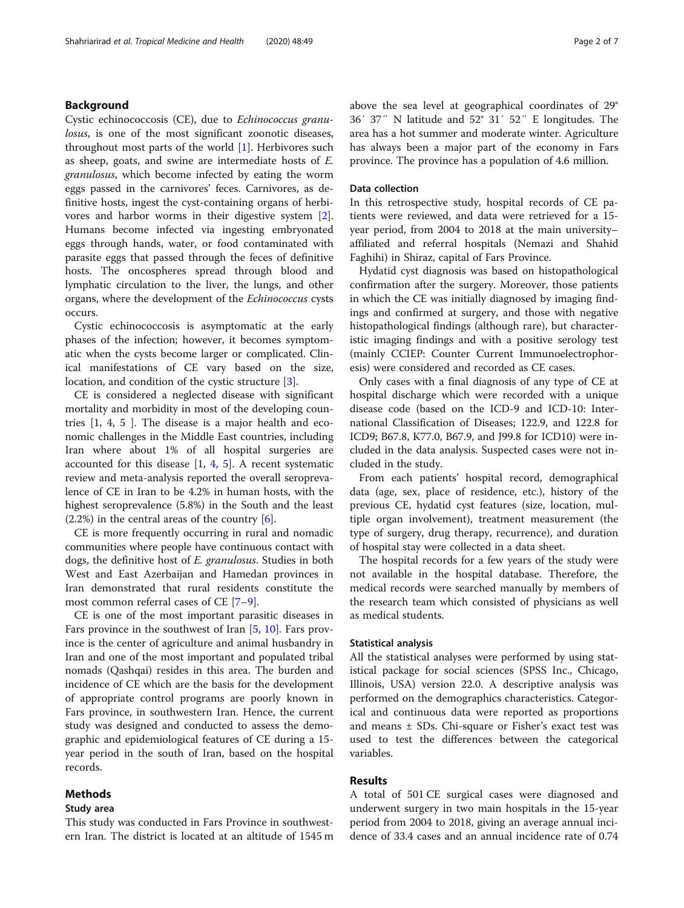## Background

Cystic echinococcosis (CE), due to *Echinococcus granulosus*, is one of the most significant zoonotic diseases, throughout most parts of the world [1]. Herbivores such as sheep, goats, and swine are intermediate hosts of *E. granulosus*, which become infected by eating the worm eggs passed in the carnivores' feces. Carnivores, as definitive hosts, ingest the cyst-containing organs of herbivores and harbor worms in their digestive system [2]. Humans become infected via ingesting embryonated eggs through hands, water, or food contaminated with parasite eggs that passed through the feces of definitive hosts. The oncospheres spread through blood and lymphatic circulation to the liver, the lungs, and other organs, where the development of the *Echinococcus* cysts occurs.

Cystic echinococcosis is asymptomatic at the early phases of the infection; however, it becomes symptomatic when the cysts become larger or complicated. Clinical manifestations of CE vary based on the size, location, and condition of the cystic structure [3].

CE is considered a neglected disease with significant mortality and morbidity in most of the developing countries [1, 4, 5 ]. The disease is a major health and economic challenges in the Middle East countries, including Iran where about 1% of all hospital surgeries are accounted for this disease [1, 4, 5]. A recent systematic review and meta-analysis reported the overall seroprevalence of CE in Iran to be 4.2% in human hosts, with the highest seroprevalence (5.8%) in the South and the least (2.2%) in the central areas of the country [6].

CE is more frequently occurring in rural and nomadic communities where people have continuous contact with dogs, the definitive host of *E. granulosus*. Studies in both West and East Azerbaijan and Hamedan provinces in Iran demonstrated that rural residents constitute the most common referral cases of CE [7–9].

CE is one of the most important parasitic diseases in Fars province in the southwest of Iran [5, 10]. Fars province is the center of agriculture and animal husbandry in Iran and one of the most important and populated tribal nomads (Qashqai) resides in this area. The burden and incidence of CE which are the basis for the development of appropriate control programs are poorly known in Fars province, in southwestern Iran. Hence, the current study was designed and conducted to assess the demographic and epidemiological features of CE during a 15-year period in the south of Iran, based on the hospital records.

## Methods

### Study area

This study was conducted in Fars Province in southwestern Iran. The district is located at an altitude of 1545 m above the sea level at geographical coordinates of 29° 36′ 37″ N latitude and 52° 31′ 52″ E longitudes. The area has a hot summer and moderate winter. Agriculture has always been a major part of the economy in Fars province. The province has a population of 4.6 million.

### Data collection

In this retrospective study, hospital records of CE patients were reviewed, and data were retrieved for a 15-year period, from 2004 to 2018 at the main university–affiliated and referral hospitals (Nemazi and Shahid Faghihi) in Shiraz, capital of Fars Province.

Hydatid cyst diagnosis was based on histopathological confirmation after the surgery. Moreover, those patients in which the CE was initially diagnosed by imaging findings and confirmed at surgery, and those with negative histopathological findings (although rare), but characteristic imaging findings and with a positive serology test (mainly CCIEP: Counter Current Immunoelectrophoresis) were considered and recorded as CE cases.

Only cases with a final diagnosis of any type of CE at hospital discharge which were recorded with a unique disease code (based on the ICD-9 and ICD-10: International Classification of Diseases; 122.9, and 122.8 for ICD9; B67.8, K77.0, B67.9, and J99.8 for ICD10) were included in the data analysis. Suspected cases were not included in the study.

From each patients' hospital record, demographical data (age, sex, place of residence, etc.), history of the previous CE, hydatid cyst features (size, location, multiple organ involvement), treatment measurement (the type of surgery, drug therapy, recurrence), and duration of hospital stay were collected in a data sheet.

The hospital records for a few years of the study were not available in the hospital database. Therefore, the medical records were searched manually by members of the research team which consisted of physicians as well as medical students.

### Statistical analysis

All the statistical analyses were performed by using statistical package for social sciences (SPSS Inc., Chicago, Illinois, USA) version 22.0. A descriptive analysis was performed on the demographics characteristics. Categorical and continuous data were reported as proportions and means ± SDs. Chi-square or Fisher's exact test was used to test the differences between the categorical variables.

## Results

A total of 501 CE surgical cases were diagnosed and underwent surgery in two main hospitals in the 15-year period from 2004 to 2018, giving an average annual incidence of 33.4 cases and an annual incidence rate of 0.74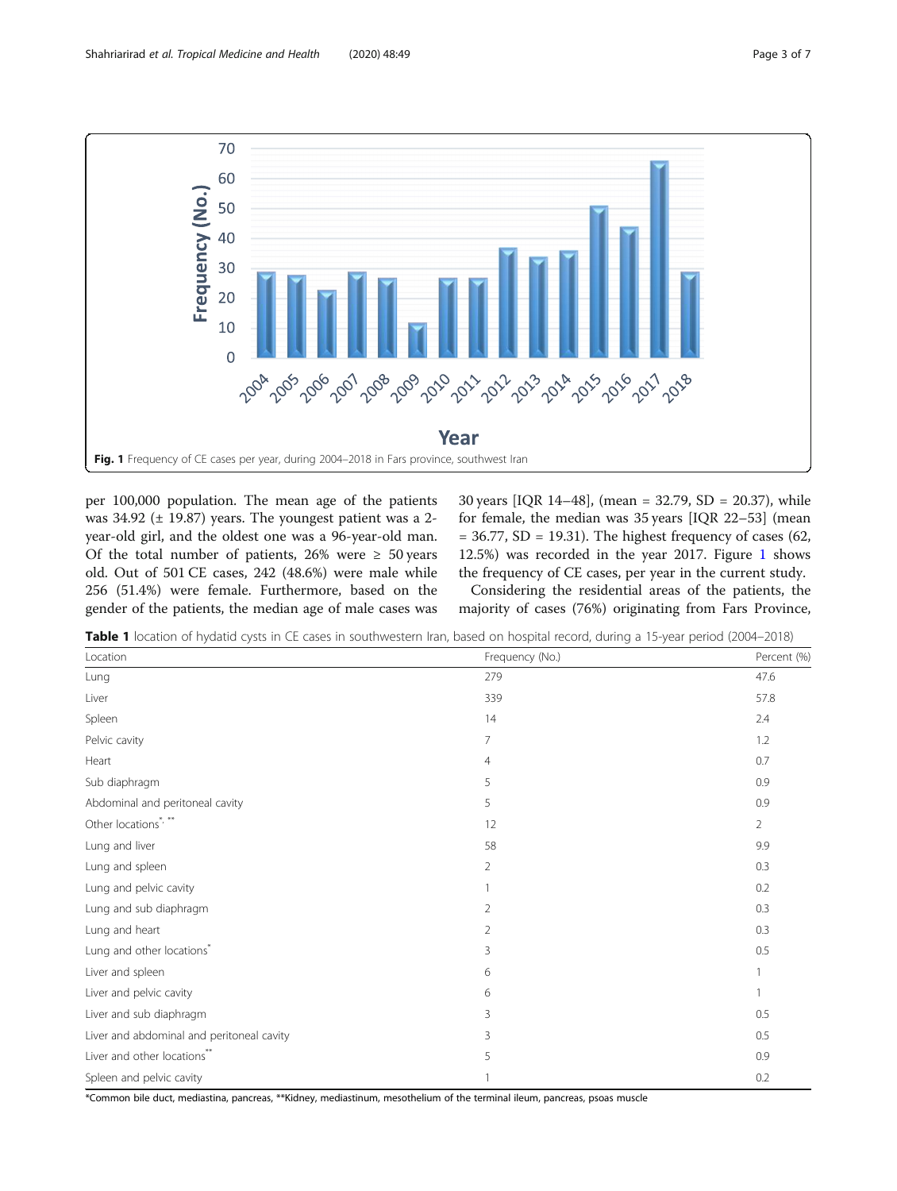Fig. 1 Frequency of CE cases per year, during 2004–2018 in Fars province, southwest Iran

per 100,000 population. The mean age of the patients was 34.92 (± 19.87) years. The youngest patient was a 2-year-old girl, and the oldest one was a 96-year-old man. Of the total number of patients, 26% were ≥ 50 years old. Out of 501 CE cases, 242 (48.6%) were male while 256 (51.4%) were female. Furthermore, based on the gender of the patients, the median age of male cases was 30 years [IQR 14–48], (mean = 32.79, SD = 20.37), while for female, the median was 35 years [IQR 22–53] (mean = 36.77, SD = 19.31). The highest frequency of cases (62, 12.5%) was recorded in the year 2017. Figure 1 shows the frequency of CE cases, per year in the current study.

Considering the residential areas of the patients, the majority of cases (76%) originating from Fars Province,

**Table 1** location of hydatid cysts in CE cases in southwestern Iran, based on hospital record, during a 15-year period (2004–2018)

| Location | Frequency (No.) | Percent (%) |
|---|---|---|
| Lung | 279 | 47.6 |
| Liver | 339 | 57.8 |
| Spleen | 14 | 2.4 |
| Pelvic cavity | 7 | 1.2 |
| Heart | 4 | 0.7 |
| Sub diaphragm | 5 | 0.9 |
| Abdominal and peritoneal cavity | 5 | 0.9 |
| Other locations*, ** | 12 | 2 |
| Lung and liver | 58 | 9.9 |
| Lung and spleen | 2 | 0.3 |
| Lung and pelvic cavity | 1 | 0.2 |
| Lung and sub diaphragm | 2 | 0.3 |
| Lung and heart | 2 | 0.3 |
| Lung and other locations* | 3 | 0.5 |
| Liver and spleen | 6 | 1 |
| Liver and pelvic cavity | 6 | 1 |
| Liver and sub diaphragm | 3 | 0.5 |
| Liver and abdominal and peritoneal cavity | 3 | 0.5 |
| Liver and other locations** | 5 | 0.9 |
| Spleen and pelvic cavity | 1 | 0.2 |

*Common bile duct, mediastina, pancreas, **Kidney, mediastinum, mesothelium of the terminal ileum, pancreas, psoas muscle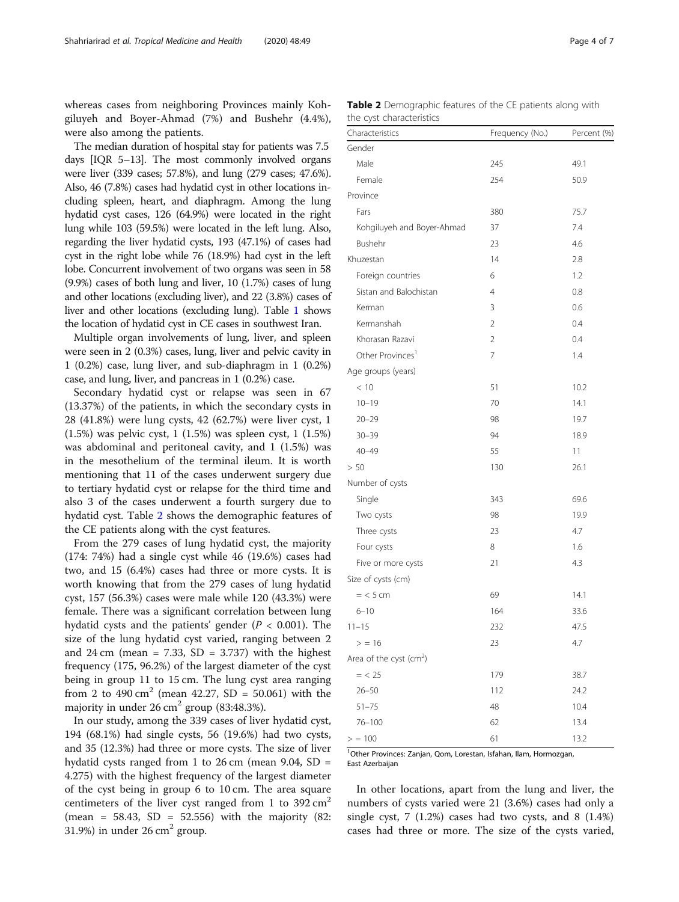whereas cases from neighboring Provinces mainly Kohgiluyeh and Boyer-Ahmad (7%) and Bushehr (4.4%), were also among the patients.

The median duration of hospital stay for patients was 7.5 days [IQR 5–13]. The most commonly involved organs were liver (339 cases; 57.8%), and lung (279 cases; 47.6%). Also, 46 (7.8%) cases had hydatid cyst in other locations including spleen, heart, and diaphragm. Among the lung hydatid cyst cases, 126 (64.9%) were located in the right lung while 103 (59.5%) were located in the left lung. Also, regarding the liver hydatid cysts, 193 (47.1%) of cases had cyst in the right lobe while 76 (18.9%) had cyst in the left lobe. Concurrent involvement of two organs was seen in 58 (9.9%) cases of both lung and liver, 10 (1.7%) cases of lung and other locations (excluding liver), and 22 (3.8%) cases of liver and other locations (excluding lung). Table 1 shows the location of hydatid cyst in CE cases in southwest Iran.

Multiple organ involvements of lung, liver, and spleen were seen in 2 (0.3%) cases, lung, liver and pelvic cavity in 1 (0.2%) case, lung liver, and sub-diaphragm in 1 (0.2%) case, and lung, liver, and pancreas in 1 (0.2%) case.

Secondary hydatid cyst or relapse was seen in 67 (13.37%) of the patients, in which the secondary cysts in 28 (41.8%) were lung cysts, 42 (62.7%) were liver cyst, 1 (1.5%) was pelvic cyst, 1 (1.5%) was spleen cyst, 1 (1.5%) was abdominal and peritoneal cavity, and 1 (1.5%) was in the mesothelium of the terminal ileum. It is worth mentioning that 11 of the cases underwent surgery due to tertiary hydatid cyst or relapse for the third time and also 3 of the cases underwent a fourth surgery due to hydatid cyst. Table 2 shows the demographic features of the CE patients along with the cyst features.

From the 279 cases of lung hydatid cyst, the majority (174: 74%) had a single cyst while 46 (19.6%) cases had two, and 15 (6.4%) cases had three or more cysts. It is worth knowing that from the 279 cases of lung hydatid cyst, 157 (56.3%) cases were male while 120 (43.3%) were female. There was a significant correlation between lung hydatid cysts and the patients' gender ($P < 0.001$). The size of the lung hydatid cyst varied, ranging between 2 and 24 cm (mean = 7.33, SD = 3.737) with the highest frequency (175, 96.2%) of the largest diameter of the cyst being in group 11 to 15 cm. The lung cyst area ranging from 2 to 490 $cm^2$ (mean 42.27, SD = 50.061) with the majority in under 26 $cm^2$ group (83:48.3%).

In our study, among the 339 cases of liver hydatid cyst, 194 (68.1%) had single cysts, 56 (19.6%) had two cysts, and 35 (12.3%) had three or more cysts. The size of liver hydatid cysts ranged from 1 to 26 cm (mean 9.04, SD = 4.275) with the highest frequency of the largest diameter of the cyst being in group 6 to 10 cm. The area square centimeters of the liver cyst ranged from 1 to 392 $cm^2$ (mean = 58.43, SD = 52.556) with the majority (82: 31.9%) in under 26 $cm^2$ group.

**Table 2** Demographic features of the CE patients along with the cyst characteristics

| Characteristics | Frequency (No.) | Percent (%) |
|---|---|---|
| Gender | | |
| Male | 245 | 49.1 |
| Female | 254 | 50.9 |
| Province | | |
| Fars | 380 | 75.7 |
| Kohgiluyeh and Boyer-Ahmad | 37 | 7.4 |
| Bushehr | 23 | 4.6 |
| Khuzestan | 14 | 2.8 |
| Foreign countries | 6 | 1.2 |
| Sistan and Balochistan | 4 | 0.8 |
| Kerman | 3 | 0.6 |
| Kermanshah | 2 | 0.4 |
| Khorasan Razavi | 2 | 0.4 |
| Other Provinces[1] | 7 | 1.4 |
| Age groups (years) | | |
| < 10 | 51 | 10.2 |
| 10–19 | 70 | 14.1 |
| 20–29 | 98 | 19.7 |
| 30–39 | 94 | 18.9 |
| 40–49 | 55 | 11 |
| > 50 | 130 | 26.1 |
| Number of cysts | | |
| Single | 343 | 69.6 |
| Two cysts | 98 | 19.9 |
| Three cysts | 23 | 4.7 |
| Four cysts | 8 | 1.6 |
| Five or more cysts | 21 | 4.3 |
| Size of cysts (cm) | | |
| = < 5 cm | 69 | 14.1 |
| 6–10 | 164 | 33.6 |
| 11–15 | 232 | 47.5 |
| > = 16 | 23 | 4.7 |
| Area of the cyst ($cm^2$) | | |
| = < 25 | 179 | 38.7 |
| 26–50 | 112 | 24.2 |
| 51–75 | 48 | 10.4 |
| 76–100 | 62 | 13.4 |
| > = 100 | 61 | 13.2 |

[1]Other Provinces: Zanjan, Qom, Lorestan, Isfahan, Ilam, Hormozgan, East Azerbaijan

In other locations, apart from the lung and liver, the numbers of cysts varied were 21 (3.6%) cases had only a single cyst, 7 (1.2%) cases had two cysts, and 8 (1.4%) cases had three or more. The size of the cysts varied,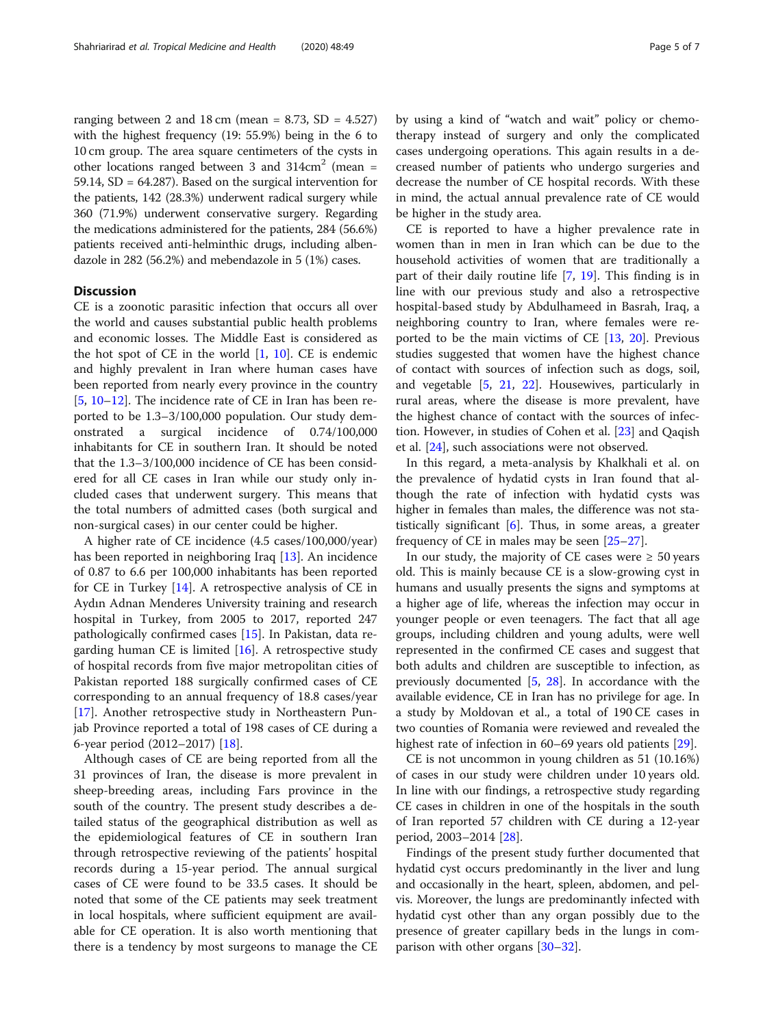ranging between 2 and 18 cm (mean = 8.73, SD = 4.527) with the highest frequency (19: 55.9%) being in the 6 to 10 cm group. The area square centimeters of the cysts in other locations ranged between 3 and 314cm$^2$ (mean = 59.14, SD = 64.287). Based on the surgical intervention for the patients, 142 (28.3%) underwent radical surgery while 360 (71.9%) underwent conservative surgery. Regarding the medications administered for the patients, 284 (56.6%) patients received anti-helminthic drugs, including albendazole in 282 (56.2%) and mebendazole in 5 (1%) cases.

## Discussion

CE is a zoonotic parasitic infection that occurs all over the world and causes substantial public health problems and economic losses. The Middle East is considered as the hot spot of CE in the world [1, 10]. CE is endemic and highly prevalent in Iran where human cases have been reported from nearly every province in the country [5, 10–12]. The incidence rate of CE in Iran has been reported to be 1.3–3/100,000 population. Our study demonstrated a surgical incidence of 0.74/100,000 inhabitants for CE in southern Iran. It should be noted that the 1.3–3/100,000 incidence of CE has been considered for all CE cases in Iran while our study only included cases that underwent surgery. This means that the total numbers of admitted cases (both surgical and non-surgical cases) in our center could be higher.

A higher rate of CE incidence (4.5 cases/100,000/year) has been reported in neighboring Iraq [13]. An incidence of 0.87 to 6.6 per 100,000 inhabitants has been reported for CE in Turkey [14]. A retrospective analysis of CE in Aydın Adnan Menderes University training and research hospital in Turkey, from 2005 to 2017, reported 247 pathologically confirmed cases [15]. In Pakistan, data regarding human CE is limited [16]. A retrospective study of hospital records from five major metropolitan cities of Pakistan reported 188 surgically confirmed cases of CE corresponding to an annual frequency of 18.8 cases/year [17]. Another retrospective study in Northeastern Punjab Province reported a total of 198 cases of CE during a 6-year period (2012–2017) [18].

Although cases of CE are being reported from all the 31 provinces of Iran, the disease is more prevalent in sheep-breeding areas, including Fars province in the south of the country. The present study describes a detailed status of the geographical distribution as well as the epidemiological features of CE in southern Iran through retrospective reviewing of the patients' hospital records during a 15-year period. The annual surgical cases of CE were found to be 33.5 cases. It should be noted that some of the CE patients may seek treatment in local hospitals, where sufficient equipment are available for CE operation. It is also worth mentioning that there is a tendency by most surgeons to manage the CE by using a kind of "watch and wait" policy or chemotherapy instead of surgery and only the complicated cases undergoing operations. This again results in a decreased number of patients who undergo surgeries and decrease the number of CE hospital records. With these in mind, the actual annual prevalence rate of CE would be higher in the study area.

CE is reported to have a higher prevalence rate in women than in men in Iran which can be due to the household activities of women that are traditionally a part of their daily routine life [7, 19]. This finding is in line with our previous study and also a retrospective hospital-based study by Abdulhameed in Basrah, Iraq, a neighboring country to Iran, where females were reported to be the main victims of CE [13, 20]. Previous studies suggested that women have the highest chance of contact with sources of infection such as dogs, soil, and vegetable [5, 21, 22]. Housewives, particularly in rural areas, where the disease is more prevalent, have the highest chance of contact with the sources of infection. However, in studies of Cohen et al. [23] and Qaqish et al. [24], such associations were not observed.

In this regard, a meta-analysis by Khalkhali et al. on the prevalence of hydatid cysts in Iran found that although the rate of infection with hydatid cysts was higher in females than males, the difference was not statistically significant [6]. Thus, in some areas, a greater frequency of CE in males may be seen [25–27].

In our study, the majority of CE cases were ≥ 50 years old. This is mainly because CE is a slow-growing cyst in humans and usually presents the signs and symptoms at a higher age of life, whereas the infection may occur in younger people or even teenagers. The fact that all age groups, including children and young adults, were well represented in the confirmed CE cases and suggest that both adults and children are susceptible to infection, as previously documented [5, 28]. In accordance with the available evidence, CE in Iran has no privilege for age. In a study by Moldovan et al., a total of 190 CE cases in two counties of Romania were reviewed and revealed the highest rate of infection in 60–69 years old patients [29].

CE is not uncommon in young children as 51 (10.16%) of cases in our study were children under 10 years old. In line with our findings, a retrospective study regarding CE cases in children in one of the hospitals in the south of Iran reported 57 children with CE during a 12-year period, 2003–2014 [28].

Findings of the present study further documented that hydatid cyst occurs predominantly in the liver and lung and occasionally in the heart, spleen, abdomen, and pelvis. Moreover, the lungs are predominantly infected with hydatid cyst other than any organ possibly due to the presence of greater capillary beds in the lungs in comparison with other organs [30–32].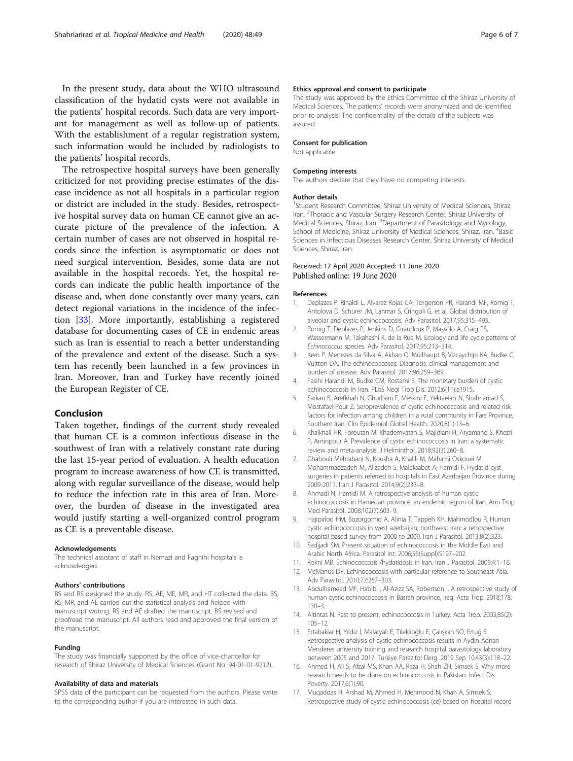In the present study, data about the WHO ultrasound classification of the hydatid cysts were not available in the patients' hospital records. Such data are very important for management as well as follow-up of patients. With the establishment of a regular registration system, such information would be included by radiologists to the patients' hospital records.

The retrospective hospital surveys have been generally criticized for not providing precise estimates of the disease incidence as not all hospitals in a particular region or district are included in the study. Besides, retrospective hospital survey data on human CE cannot give an accurate picture of the prevalence of the infection. A certain number of cases are not observed in hospital records since the infection is asymptomatic or does not need surgical intervention. Besides, some data are not available in the hospital records. Yet, the hospital records can indicate the public health importance of the disease and, when done constantly over many years, can detect regional variations in the incidence of the infection [33]. More importantly, establishing a registered database for documenting cases of CE in endemic areas such as Iran is essential to reach a better understanding of the prevalence and extent of the disease. Such a system has recently been launched in a few provinces in Iran. Moreover, Iran and Turkey have recently joined the European Register of CE.

## Conclusion

Taken together, findings of the current study revealed that human CE is a common infectious disease in the southwest of Iran with a relatively constant rate during the last 15-year period of evaluation. A health education program to increase awareness of how CE is transmitted, along with regular surveillance of the disease, would help to reduce the infection rate in this area of Iran. Moreover, the burden of disease in the investigated area would justify starting a well-organized control program as CE is a preventable disease.

#### Acknowledgements

The technical assistant of staff in Nemazi and Faghihi hospitals is acknowledged.

#### Authors' contributions

BS and RS designed the study. RS, AE, ME, MR, and HT collected the data. BS, RS, MR, and AE carried out the statistical analysis and helped with manuscript writing. RS and AE drafted the manuscript. BS revised and proofread the manuscript. All authors read and approved the final version of the manuscript.

#### Funding

The study was financially supported by the office of vice-chancellor for research of Shiraz University of Medical Sciences (Grant No. 94-01-01-9212).

#### Availability of data and materials

SPSS data of the participant can be requested from the authors. Please write to the corresponding author if you are interested in such data.

#### Ethics approval and consent to participate

The study was approved by the Ethics Committee of the Shiraz University of Medical Sciences. The patients' records were anonymized and de-identified prior to analysis. The confidentiality of the details of the subjects was assured.

#### Consent for publication

Not applicable.

#### Competing interests

The authors declare that they have no competing interests.

#### Author details

[1]Student Research Committee, Shiraz University of Medical Sciences, Shiraz, Iran. [2]Thoracic and Vascular Surgery Research Center, Shiraz University of Medical Sciences, Shiraz, Iran. [3]Department of Parasitology and Mycology, School of Medicine, Shiraz University of Medical Sciences, Shiraz, Iran. [4]Basic Sciences in Infectious Diseases Research Center, Shiraz University of Medical Sciences, Shiraz, Iran.

Received: 17 April 2020 Accepted: 11 June 2020
Published online: 19 June 2020

#### References

1. Deplazes P, Rinaldi L, Alvarez Rojas CA, Torgerson PR, Harandi MF, Romig T, Antolova D, Schurer JM, Lahmar S, Cringoli G, et al. Global distribution of alveolar and cystic echinococcosis. Adv Parasitol. 2017;95:315–493.
2. Romig T, Deplazes P, Jenkins D, Giraudoux P, Massolo A, Craig PS, Wassermann M, Takahashi K, de la Rue M. Ecology and life cycle patterns of *Echinococcus* species. Adv Parasitol. 2017;95:213–314.
3. Kern P, Menezes da Silva A, Akhan O, Müllhaupt B, Vizcaychipi KA, Budke C, Vuitton DA. The echinococcoses: Diagnosis, clinical management and burden of disease. Adv Parasitol. 2017;96:259–369.
4. Fasihi Harandi M, Budke CM, Rostami S. The monetary burden of cystic echinococcosis in Iran. PLoS Negl Trop Dis. 2012;6(11):e1915.
5. Sarkari B, Arefkhah N, Ghorbani F, Meskini F, Yektaeian N, Shahriarirad S, Mostafavi-Pour Z. Seroprevalence of cystic echinococcosis and related risk factors for infection among children in a rural community in Fars Province, Southern Iran. Clin Epidemiol Global Health. 2020;8(1):13–6.
6. Khalkhali HR, Foroutan M, Khademvatan S, Majidiani H, Aryamand S, Khezri P, Aminpour A. Prevalence of cystic echinococcosis in Iran: a systematic review and meta-analysis. J Helminthol. 2018;92(3):260–8.
7. Ghabouli Mehrabani N, Kousha A, Khalili M, Mahami Oskouei M, Mohammadzadeh M, Alizadeh S, Maleksabet A, Hamidi F. Hydatid cyst surgeries in patients referred to hospitals in East Azerbaijan Province during 2009-2011. Iran J Parasitol. 2014;9(2):233–8.
8. Ahmadi N, Hamidi M. A retrospective analysis of human cystic echinococcosis in Hamedan province, an endemic region of Iran. Ann Trop Med Parasitol. 2008;102(7):603–9.
9. Hajipirloo HM, Bozorgomid A, Alinia T, Tappeh KH, Mahmodlou R. Human cystic echinococcosis in west azerbaijan, northwest Iran: a retrospective hospital based survey from 2000 to 2009. Iran J Parasitol. 2013;8(2):323.
10. Sadjjadi SM. Present situation of echinococcosis in the Middle East and Arabic North Africa. Parasitol Int. 2006;55(Suppl):S197–202.
11. Rokni MB. Echinococcosis /hydatidosis in Iran. Iran J Parasitol. 2009;4:1–16.
12. McManus DP. Echinococcosis with particular reference to Southeast Asia. Adv Parasitol. 2010;72:267–303.
13. Abdulhameed MF, Habib I, Al-Azizz SA, Robertson I. A retrospective study of human cystic echinococcosis in Basrah province, Iraq. Acta Trop. 2018;178:130–3.
14. Altintas N. Past to present: echinococcosis in Turkey. Acta Trop. 2003;85(2):105–12.
15. Ertabaklar H, Yıldız İ, Malatyalı E, Tileklioğlu E, Çalışkan SÖ, Ertuğ S. Retrospective analysis of cystic echinococcosis results in Aydın Adnan Menderes university training and research hospital parasitology laboratory between 2005 and 2017. Turkiye Parazitol Derg. 2019 Sep 10;43(3):118–22.
16. Ahmed H, Ali S, Afzal MS, Khan AA, Raza H, Shah ZH, Simsek S. Why more research needs to be done on echinococcosis in Pakistan. Infect Dis Poverty. 2017;6(1):90.
17. Muqaddas H, Arshad M, Ahmed H, Mehmood N, Khan A, Simsek S. Retrospective study of cystic echinococcosis (ce) based on hospital record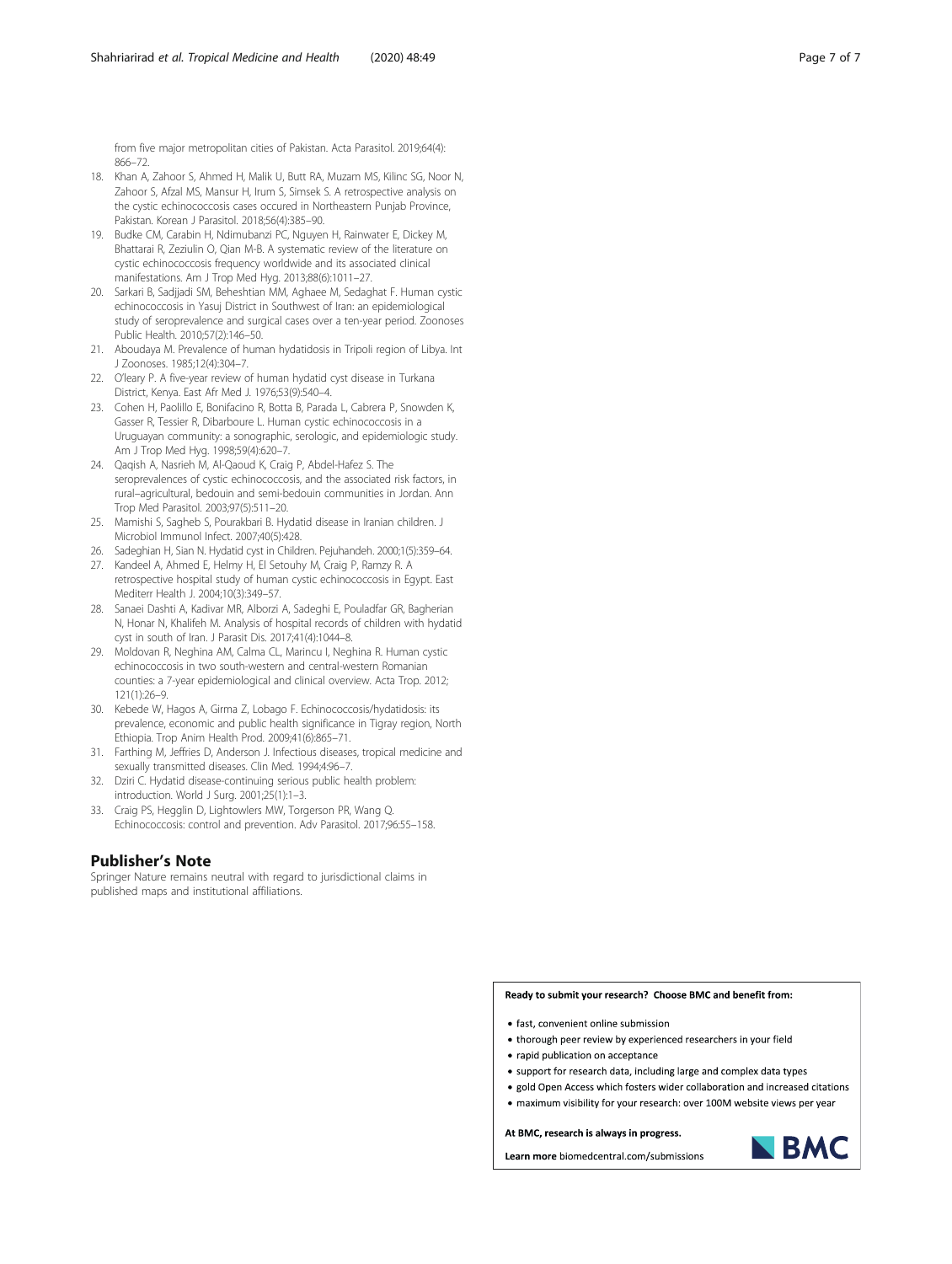from five major metropolitan cities of Pakistan. Acta Parasitol. 2019;64(4): 866–72.

18. Khan A, Zahoor S, Ahmed H, Malik U, Butt RA, Muzam MS, Kilinc SG, Noor N, Zahoor S, Afzal MS, Mansur H, Irum S, Simsek S. A retrospective analysis on the cystic echinococcosis cases occured in Northeastern Punjab Province, Pakistan. Korean J Parasitol. 2018;56(4):385–90.
19. Budke CM, Carabin H, Ndimubanzi PC, Nguyen H, Rainwater E, Dickey M, Bhattarai R, Zeziulin O, Qian M-B. A systematic review of the literature on cystic echinococcosis frequency worldwide and its associated clinical manifestations. Am J Trop Med Hyg. 2013;88(6):1011–27.
20. Sarkari B, Sadjjadi SM, Beheshtian MM, Aghaee M, Sedaghat F. Human cystic echinococcosis in Yasuj District in Southwest of Iran: an epidemiological study of seroprevalence and surgical cases over a ten-year period. Zoonoses Public Health. 2010;57(2):146–50.
21. Aboudaya M. Prevalence of human hydatidosis in Tripoli region of Libya. Int J Zoonoses. 1985;12(4):304–7.
22. O'leary P. A five-year review of human hydatid cyst disease in Turkana District, Kenya. East Afr Med J. 1976;53(9):540–4.
23. Cohen H, Paolillo E, Bonifacino R, Botta B, Parada L, Cabrera P, Snowden K, Gasser R, Tessier R, Dibarboure L. Human cystic echinococcosis in a Uruguayan community: a sonographic, serologic, and epidemiologic study. Am J Trop Med Hyg. 1998;59(4):620–7.
24. Qaqish A, Nasrieh M, Al-Qaoud K, Craig P, Abdel-Hafez S. The seroprevalences of cystic echinococcosis, and the associated risk factors, in rural–agricultural, bedouin and semi-bedouin communities in Jordan. Ann Trop Med Parasitol. 2003;97(5):511–20.
25. Mamishi S, Sagheb S, Pourakbari B. Hydatid disease in Iranian children. J Microbiol Immunol Infect. 2007;40(5):428.
26. Sadeghian H, Sian N. Hydatid cyst in Children. Pejuhandeh. 2000;1(5):359–64.
27. Kandeel A, Ahmed E, Helmy H, El Setouhy M, Craig P, Ramzy R. A retrospective hospital study of human cystic echinococcosis in Egypt. East Mediterr Health J. 2004;10(3):349–57.
28. Sanaei Dashti A, Kadivar MR, Alborzi A, Sadeghi E, Pouladfar GR, Bagherian N, Honar N, Khalifeh M. Analysis of hospital records of children with hydatid cyst in south of Iran. J Parasit Dis. 2017;41(4):1044–8.
29. Moldovan R, Neghina AM, Calma CL, Marincu I, Neghina R. Human cystic echinococcosis in two south-western and central-western Romanian counties: a 7-year epidemiological and clinical overview. Acta Trop. 2012; 121(1):26–9.
30. Kebede W, Hagos A, Girma Z, Lobago F. Echinococcosis/hydatidosis: its prevalence, economic and public health significance in Tigray region, North Ethiopia. Trop Anim Health Prod. 2009;41(6):865–71.
31. Farthing M, Jeffries D, Anderson J. Infectious diseases, tropical medicine and sexually transmitted diseases. Clin Med. 1994;4:96–7.
32. Dziri C. Hydatid disease-continuing serious public health problem: introduction. World J Surg. 2001;25(1):1–3.
33. Craig PS, Hegglin D, Lightowlers MW, Torgerson PR, Wang Q. Echinococcosis: control and prevention. Adv Parasitol. 2017;96:55–158.

## Publisher's Note

Springer Nature remains neutral with regard to jurisdictional claims in published maps and institutional affiliations.

**Ready to submit your research? Choose BMC and benefit from:**

- fast, convenient online submission
- thorough peer review by experienced researchers in your field
- rapid publication on acceptance
- support for research data, including large and complex data types
- gold Open Access which fosters wider collaboration and increased citations
- maximum visibility for your research: over 100M website views per year

**At BMC, research is always in progress.**

**Learn more** biomedcentral.com/submissions

BMC